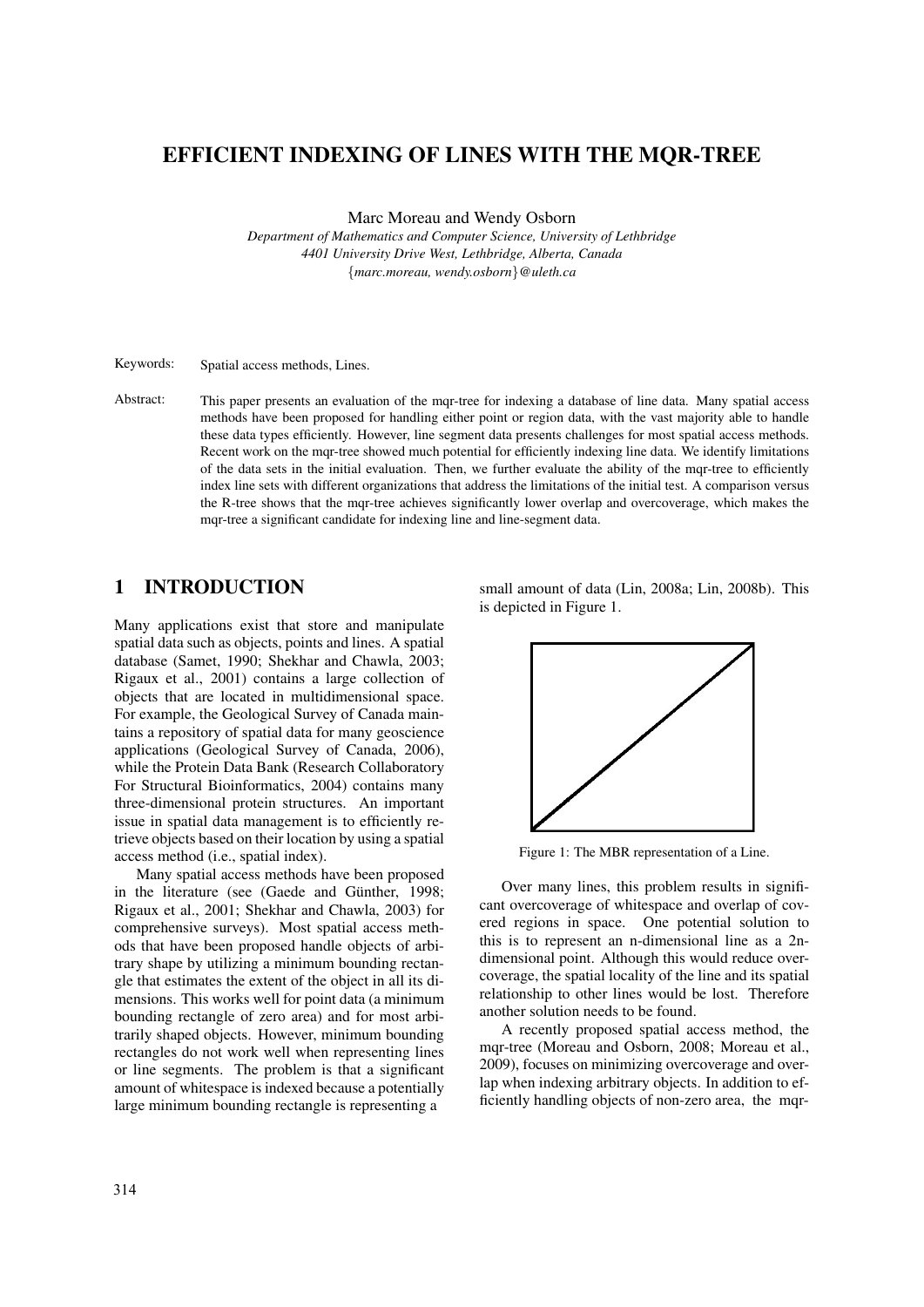# EFFICIENT INDEXING OF LINES WITH THE MQR-TREE

Marc Moreau and Wendy Osborn

*Department of Mathematics and Computer Science, University of Lethbridge*
*4401 University Drive West, Lethbridge, Alberta, Canada*
*{marc.moreau, wendy.osborn}@uleth.ca*

Keywords: Spatial access methods, Lines.

Abstract: This paper presents an evaluation of the mqr-tree for indexing a database of line data. Many spatial access methods have been proposed for handling either point or region data, with the vast majority able to handle these data types efficiently. However, line segment data presents challenges for most spatial access methods. Recent work on the mqr-tree showed much potential for efficiently indexing line data. We identify limitations of the data sets in the initial evaluation. Then, we further evaluate the ability of the mqr-tree to efficiently index line sets with different organizations that address the limitations of the initial test. A comparison versus the R-tree shows that the mqr-tree achieves significantly lower overlap and overcoverage, which makes the mqr-tree a significant candidate for indexing line and line-segment data.

## 1 INTRODUCTION

Many applications exist that store and manipulate spatial data such as objects, points and lines. A spatial database (Samet, 1990; Shekhar and Chawla, 2003; Rigaux et al., 2001) contains a large collection of objects that are located in multidimensional space. For example, the Geological Survey of Canada maintains a repository of spatial data for many geoscience applications (Geological Survey of Canada, 2006), while the Protein Data Bank (Research Collaboratory For Structural Bioinformatics, 2004) contains many three-dimensional protein structures. An important issue in spatial data management is to efficiently retrieve objects based on their location by using a spatial access method (i.e., spatial index).

Many spatial access methods have been proposed in the literature (see (Gaede and Günther, 1998; Rigaux et al., 2001; Shekhar and Chawla, 2003) for comprehensive surveys). Most spatial access methods that have been proposed handle objects of arbitrary shape by utilizing a minimum bounding rectangle that estimates the extent of the object in all its dimensions. This works well for point data (a minimum bounding rectangle of zero area) and for most arbitrarily shaped objects. However, minimum bounding rectangles do not work well when representing lines or line segments. The problem is that a significant amount of whitespace is indexed because a potentially large minimum bounding rectangle is representing a small amount of data (Lin, 2008a; Lin, 2008b). This is depicted in Figure 1.

Figure 1: The MBR representation of a Line.

Over many lines, this problem results in significant overcoverage of whitespace and overlap of covered regions in space. One potential solution to this is to represent an n-dimensional line as a 2n-dimensional point. Although this would reduce overcoverage, the spatial locality of the line and its spatial relationship to other lines would be lost. Therefore another solution needs to be found.

A recently proposed spatial access method, the mqr-tree (Moreau and Osborn, 2008; Moreau et al., 2009), focuses on minimizing overcoverage and overlap when indexing arbitrary objects. In addition to efficiently handling objects of non-zero area, the mqr-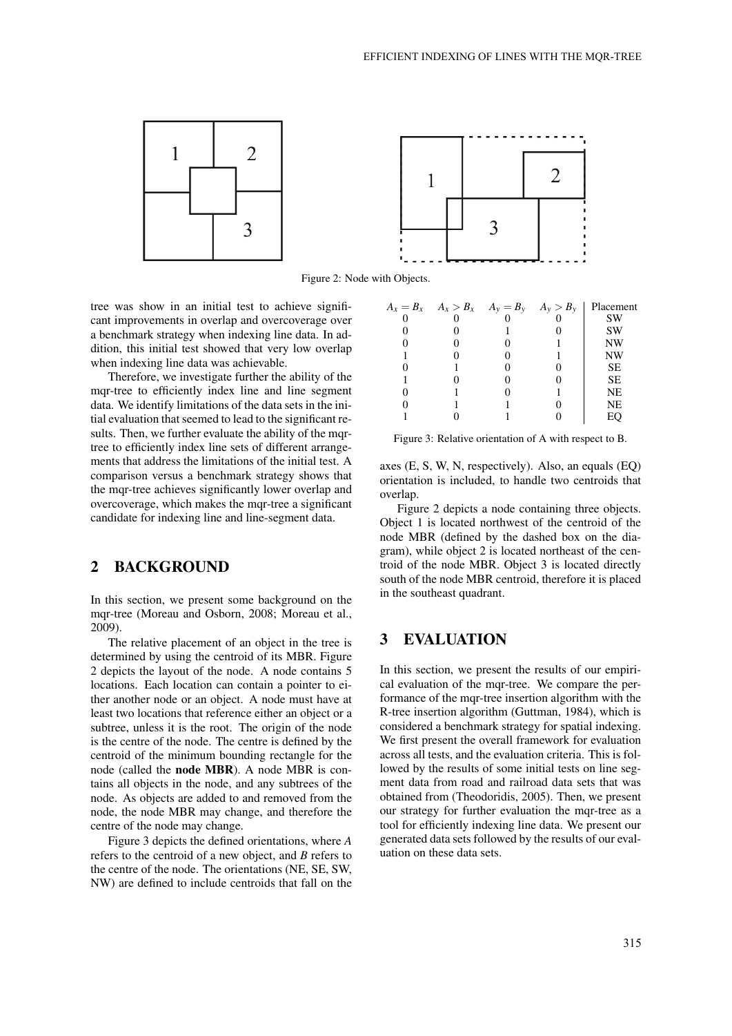Figure 2: Node with Objects.

tree was show in an initial test to achieve significant improvements in overlap and overcoverage over a benchmark strategy when indexing line data. In addition, this initial test showed that very low overlap when indexing line data was achievable.

Therefore, we investigate further the ability of the mqr-tree to efficiently index line and line segment data. We identify limitations of the data sets in the initial evaluation that seemed to lead to the significant results. Then, we further evaluate the ability of the mqr-tree to efficiently index line sets of different arrangements that address the limitations of the initial test. A comparison versus a benchmark strategy shows that the mqr-tree achieves significantly lower overlap and overcoverage, which makes the mqr-tree a significant candidate for indexing line and line-segment data.

## 2 BACKGROUND

In this section, we present some background on the mqr-tree (Moreau and Osborn, 2008; Moreau et al., 2009).

The relative placement of an object in the tree is determined by using the centroid of its MBR. Figure 2 depicts the layout of the node. A node contains 5 locations. Each location can contain a pointer to either another node or an object. A node must have at least two locations that reference either an object or a subtree, unless it is the root. The origin of the node is the centre of the node. The centre is defined by the centroid of the minimum bounding rectangle for the node (called the **node MBR**). A node MBR is contains all objects in the node, and any subtrees of the node. As objects are added to and removed from the node, the node MBR may change, and therefore the centre of the node may change.

Figure 3 depicts the defined orientations, where *A* refers to the centroid of a new object, and *B* refers to the centre of the node. The orientations (NE, SE, SW, NW) are defined to include centroids that fall on the axes (E, S, W, N, respectively). Also, an equals (EQ) orientation is included, to handle two centroids that overlap.

| $A_x = B_x$ | $A_x > B_x$ | $A_y = B_y$ | $A_y > B_y$ | Placement |
|---|---|---|---|---|
| 0 | 0 | 0 | 0 | SW |
| 0 | 0 | 1 | 0 | SW |
| 0 | 0 | 0 | 1 | NW |
| 1 | 0 | 0 | 1 | NW |
| 0 | 1 | 0 | 0 | SE |
| 1 | 0 | 0 | 0 | SE |
| 0 | 1 | 0 | 1 | NE |
| 0 | 1 | 1 | 0 | NE |
| 1 | 0 | 1 | 0 | EQ |

Figure 3: Relative orientation of A with respect to B.

Figure 2 depicts a node containing three objects. Object 1 is located northwest of the centroid of the node MBR (defined by the dashed box on the diagram), while object 2 is located northeast of the centroid of the node MBR. Object 3 is located directly south of the node MBR centroid, therefore it is placed in the southeast quadrant.

## 3 EVALUATION

In this section, we present the results of our empirical evaluation of the mqr-tree. We compare the performance of the mqr-tree insertion algorithm with the R-tree insertion algorithm (Guttman, 1984), which is considered a benchmark strategy for spatial indexing. We first present the overall framework for evaluation across all tests, and the evaluation criteria. This is followed by the results of some initial tests on line segment data from road and railroad data sets that was obtained from (Theodoridis, 2005). Then, we present our strategy for further evaluation the mqr-tree as a tool for efficiently indexing line data. We present our generated data sets followed by the results of our evaluation on these data sets.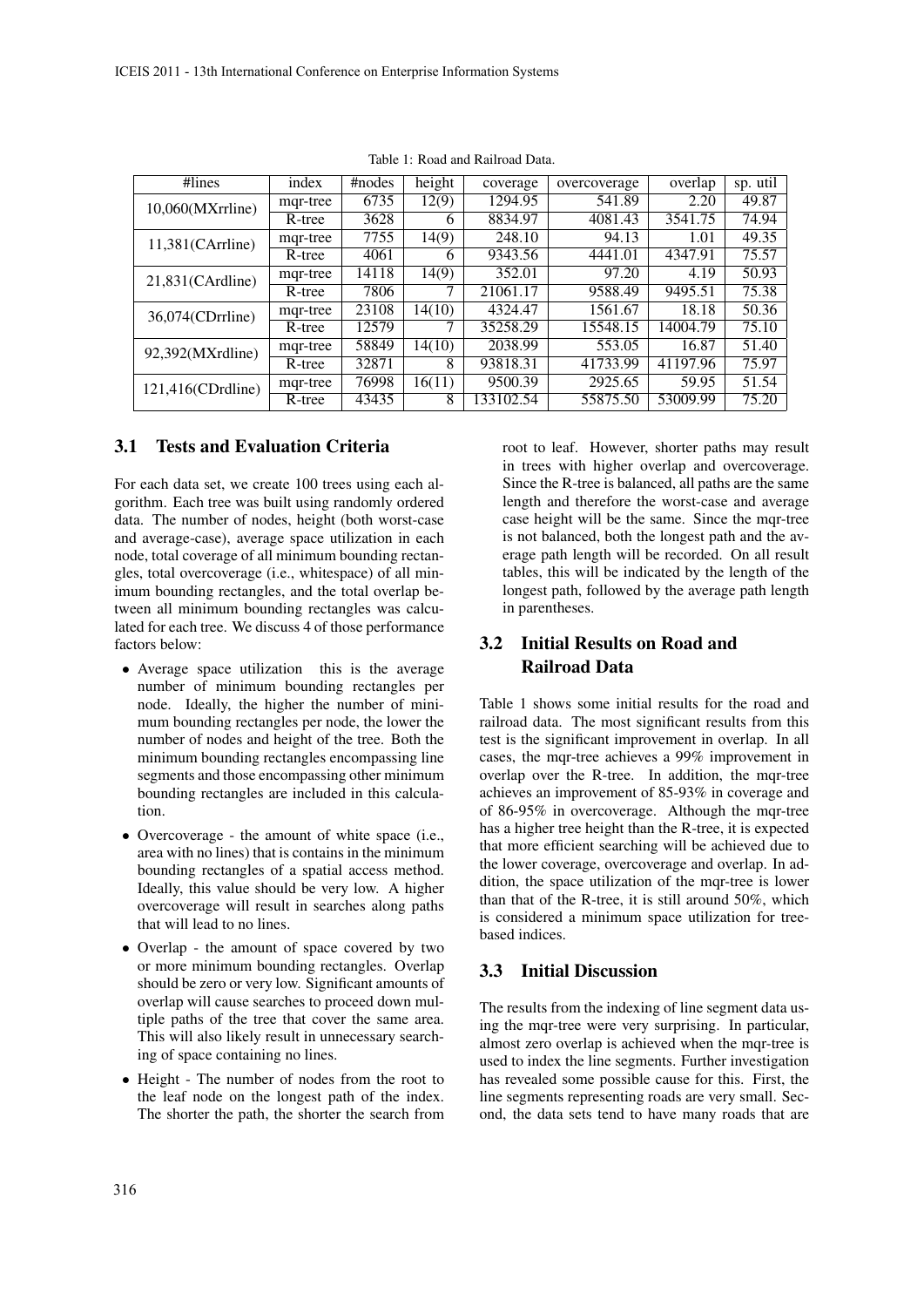Table 1: Road and Railroad Data.

| #lines | index | #nodes | height | coverage | overcoverage | overlap | sp. util |
|---|---|---|---|---|---|---|---|
| 10,060(MXrrline) | mqr-tree | 6735 | 12(9) | 1294.95 | 541.89 | 2.20 | 49.87 |
| | R-tree | 3628 | 6 | 8834.97 | 4081.43 | 3541.75 | 74.94 |
| 11,381(CArrline) | mqr-tree | 7755 | 14(9) | 248.10 | 94.13 | 1.01 | 49.35 |
| | R-tree | 4061 | 6 | 9343.56 | 4441.01 | 4347.91 | 75.57 |
| 21,831(CArdline) | mqr-tree | 14118 | 14(9) | 352.01 | 97.20 | 4.19 | 50.93 |
| | R-tree | 7806 | 7 | 21061.17 | 9588.49 | 9495.51 | 75.38 |
| 36,074(CDrrline) | mqr-tree | 23108 | 14(10) | 4324.47 | 1561.67 | 18.18 | 50.36 |
| | R-tree | 12579 | 7 | 35258.29 | 15548.15 | 14004.79 | 75.10 |
| 92,392(MXrdline) | mqr-tree | 58849 | 14(10) | 2038.99 | 553.05 | 16.87 | 51.40 |
| | R-tree | 32871 | 8 | 93818.31 | 41733.99 | 41197.96 | 75.97 |
| 121,416(CDrdline) | mqr-tree | 76998 | 16(11) | 9500.39 | 2925.65 | 59.95 | 51.54 |
| | R-tree | 43435 | 8 | 133102.54 | 55875.50 | 53009.99 | 75.20 |

### 3.1 Tests and Evaluation Criteria

For each data set, we create 100 trees using each algorithm. Each tree was built using randomly ordered data. The number of nodes, height (both worst-case and average-case), average space utilization in each node, total coverage of all minimum bounding rectangles, total overcoverage (i.e., whitespace) of all minimum bounding rectangles, and the total overlap between all minimum bounding rectangles was calculated for each tree. We discuss 4 of those performance factors below:

- Average space utilization this is the average number of minimum bounding rectangles per node. Ideally, the higher the number of minimum bounding rectangles per node, the lower the number of nodes and height of the tree. Both the minimum bounding rectangles encompassing line segments and those encompassing other minimum bounding rectangles are included in this calculation.
- Overcoverage - the amount of white space (i.e., area with no lines) that is contains in the minimum bounding rectangles of a spatial access method. Ideally, this value should be very low. A higher overcoverage will result in searches along paths that will lead to no lines.
- Overlap - the amount of space covered by two or more minimum bounding rectangles. Overlap should be zero or very low. Significant amounts of overlap will cause searches to proceed down multiple paths of the tree that cover the same area. This will also likely result in unnecessary searching of space containing no lines.
- Height - The number of nodes from the root to the leaf node on the longest path of the index. The shorter the path, the shorter the search from root to leaf. However, shorter paths may result in trees with higher overlap and overcoverage. Since the R-tree is balanced, all paths are the same length and therefore the worst-case and average case height will be the same. Since the mqr-tree is not balanced, both the longest path and the average path length will be recorded. On all result tables, this will be indicated by the length of the longest path, followed by the average path length in parentheses.

### 3.2 Initial Results on Road and Railroad Data

Table 1 shows some initial results for the road and railroad data. The most significant results from this test is the significant improvement in overlap. In all cases, the mqr-tree achieves a 99% improvement in overlap over the R-tree. In addition, the mqr-tree achieves an improvement of 85-93% in coverage and of 86-95% in overcoverage. Although the mqr-tree has a higher tree height than the R-tree, it is expected that more efficient searching will be achieved due to the lower coverage, overcoverage and overlap. In addition, the space utilization of the mqr-tree is lower than that of the R-tree, it is still around 50%, which is considered a minimum space utilization for tree-based indices.

### 3.3 Initial Discussion

The results from the indexing of line segment data using the mqr-tree were very surprising. In particular, almost zero overlap is achieved when the mqr-tree is used to index the line segments. Further investigation has revealed some possible cause for this. First, the line segments representing roads are very small. Second, the data sets tend to have many roads that are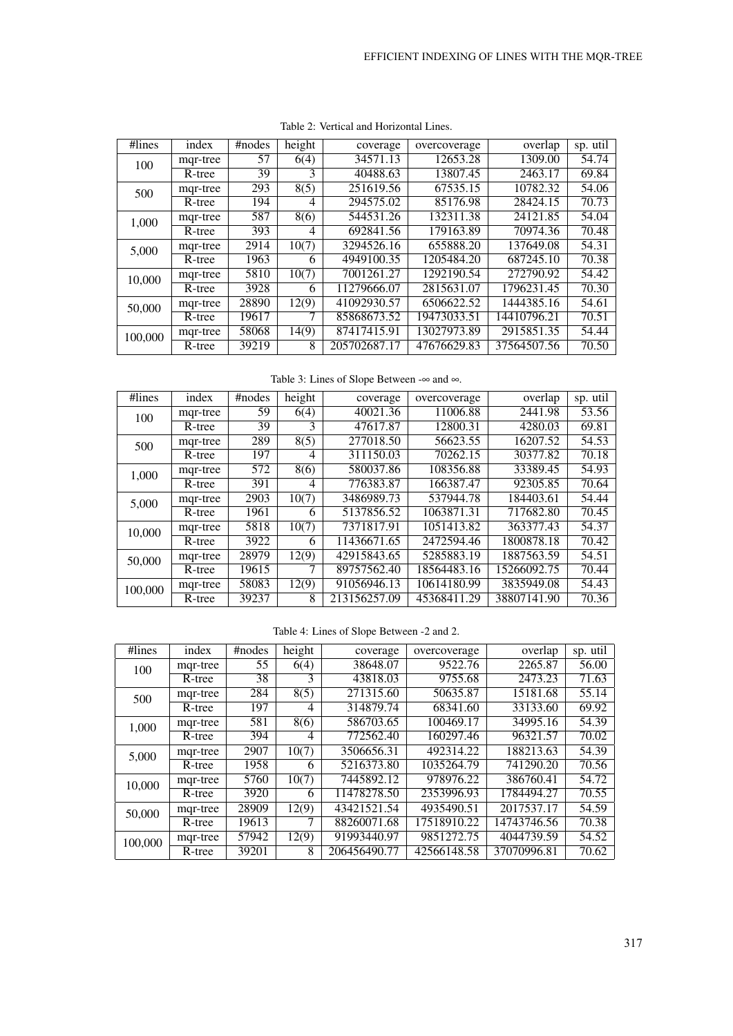Table 2: Vertical and Horizontal Lines.

| #lines | index | #nodes | height | coverage | overcoverage | overlap | sp. util |
|---|---|---|---|---|---|---|---|
| 100 | mqr-tree | 57 | 6(4) | 34571.13 | 12653.28 | 1309.00 | 54.74 |
| | R-tree | 39 | 3 | 40488.63 | 13807.45 | 2463.17 | 69.84 |
| 500 | mqr-tree | 293 | 8(5) | 251619.56 | 67535.15 | 10782.32 | 54.06 |
| | R-tree | 194 | 4 | 294575.02 | 85176.98 | 28424.15 | 70.73 |
| 1,000 | mqr-tree | 587 | 8(6) | 544531.26 | 132311.38 | 24121.85 | 54.04 |
| | R-tree | 393 | 4 | 692841.56 | 179163.89 | 70974.36 | 70.48 |
| 5,000 | mqr-tree | 2914 | 10(7) | 3294526.16 | 655888.20 | 137649.08 | 54.31 |
| | R-tree | 1963 | 6 | 4949100.35 | 1205484.20 | 687245.10 | 70.38 |
| 10,000 | mqr-tree | 5810 | 10(7) | 7001261.27 | 1292190.54 | 272790.92 | 54.42 |
| | R-tree | 3928 | 6 | 11279666.07 | 2815631.07 | 1796231.45 | 70.30 |
| 50,000 | mqr-tree | 28890 | 12(9) | 41092930.57 | 6506622.52 | 1444385.16 | 54.61 |
| | R-tree | 19617 | 7 | 85868673.52 | 19473033.51 | 14410796.21 | 70.51 |
| 100,000 | mqr-tree | 58068 | 14(9) | 87417415.91 | 13027973.89 | 2915851.35 | 54.44 |
| | R-tree | 39219 | 8 | 205702687.17 | 47676629.83 | 37564507.56 | 70.50 |

Table 3: Lines of Slope Between $-\infty$ and $\infty$.

| #lines | index | #nodes | height | coverage | overcoverage | overlap | sp. util |
|---|---|---|---|---|---|---|---|
| 100 | mqr-tree | 59 | 6(4) | 40021.36 | 11006.88 | 2441.98 | 53.56 |
| | R-tree | 39 | 3 | 47617.87 | 12800.31 | 4280.03 | 69.81 |
| 500 | mqr-tree | 289 | 8(5) | 277018.50 | 56623.55 | 16207.52 | 54.53 |
| | R-tree | 197 | 4 | 311150.03 | 70262.15 | 30377.82 | 70.18 |
| 1,000 | mqr-tree | 572 | 8(6) | 580037.86 | 108356.88 | 33389.45 | 54.93 |
| | R-tree | 391 | 4 | 776383.87 | 166387.47 | 92305.85 | 70.64 |
| 5,000 | mqr-tree | 2903 | 10(7) | 3486989.73 | 537944.78 | 184403.61 | 54.44 |
| | R-tree | 1961 | 6 | 5137856.52 | 1063871.31 | 717682.80 | 70.45 |
| 10,000 | mqr-tree | 5818 | 10(7) | 7371817.91 | 1051413.82 | 363377.43 | 54.37 |
| | R-tree | 3922 | 6 | 11436671.65 | 2472594.46 | 1800878.18 | 70.42 |
| 50,000 | mqr-tree | 28979 | 12(9) | 42915843.65 | 5285883.19 | 1887563.59 | 54.51 |
| | R-tree | 19615 | 7 | 89757562.40 | 18564483.16 | 15266092.75 | 70.44 |
| 100,000 | mqr-tree | 58083 | 12(9) | 91056946.13 | 10614180.99 | 3835949.08 | 54.43 |
| | R-tree | 39237 | 8 | 213156257.09 | 45368411.29 | 38807141.90 | 70.36 |

Table 4: Lines of Slope Between -2 and 2.

| #lines | index | #nodes | height | coverage | overcoverage | overlap | sp. util |
|---|---|---|---|---|---|---|---|
| 100 | mqr-tree | 55 | 6(4) | 38648.07 | 9522.76 | 2265.87 | 56.00 |
| | R-tree | 38 | 3 | 43818.03 | 9755.68 | 2473.23 | 71.63 |
| 500 | mqr-tree | 284 | 8(5) | 271315.60 | 50635.87 | 15181.68 | 55.14 |
| | R-tree | 197 | 4 | 314879.74 | 68341.60 | 33133.60 | 69.92 |
| 1,000 | mqr-tree | 581 | 8(6) | 586703.65 | 100469.17 | 34995.16 | 54.39 |
| | R-tree | 394 | 4 | 772562.40 | 160297.46 | 96321.57 | 70.02 |
| 5,000 | mqr-tree | 2907 | 10(7) | 3506656.31 | 492314.22 | 188213.63 | 54.39 |
| | R-tree | 1958 | 6 | 5216373.80 | 1035264.79 | 741290.20 | 70.56 |
| 10,000 | mqr-tree | 5760 | 10(7) | 7445892.12 | 978976.22 | 386760.41 | 54.72 |
| | R-tree | 3920 | 6 | 11478278.50 | 2353996.93 | 1784494.27 | 70.55 |
| 50,000 | mqr-tree | 28909 | 12(9) | 43421521.54 | 4935490.51 | 2017537.17 | 54.59 |
| | R-tree | 19613 | 7 | 88260071.68 | 17518910.22 | 14743746.56 | 70.38 |
| 100,000 | mqr-tree | 57942 | 12(9) | 91993440.97 | 9851272.75 | 4044739.59 | 54.52 |
| | R-tree | 39201 | 8 | 206456490.77 | 42566148.58 | 37070996.81 | 70.62 |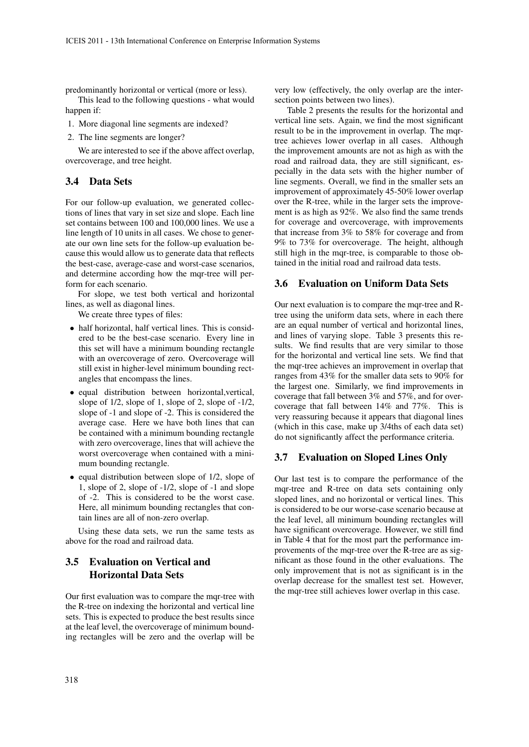predominantly horizontal or vertical (more or less).

This lead to the following questions - what would happen if:

1. More diagonal line segments are indexed?
2. The line segments are longer?

We are interested to see if the above affect overlap, overcoverage, and tree height.

### 3.4 Data Sets

For our follow-up evaluation, we generated collections of lines that vary in set size and slope. Each line set contains between 100 and 100,000 lines. We use a line length of 10 units in all cases. We chose to generate our own line sets for the follow-up evaluation because this would allow us to generate data that reflects the best-case, average-case and worst-case scenarios, and determine according how the mqr-tree will perform for each scenario.

For slope, we test both vertical and horizontal lines, as well as diagonal lines.

We create three types of files:

- half horizontal, half vertical lines. This is considered to be the best-case scenario. Every line in this set will have a minimum bounding rectangle with an overcoverage of zero. Overcoverage will still exist in higher-level minimum bounding rectangles that encompass the lines.
- equal distribution between horizontal,vertical, slope of 1/2, slope of 1, slope of 2, slope of -1/2, slope of -1 and slope of -2. This is considered the average case. Here we have both lines that can be contained with a minimum bounding rectangle with zero overcoverage, lines that will achieve the worst overcoverage when contained with a minimum bounding rectangle.
- equal distribution between slope of 1/2, slope of 1, slope of 2, slope of -1/2, slope of -1 and slope of -2. This is considered to be the worst case. Here, all minimum bounding rectangles that contain lines are all of non-zero overlap.

Using these data sets, we run the same tests as above for the road and railroad data.

### 3.5 Evaluation on Vertical and Horizontal Data Sets

Our first evaluation was to compare the mqr-tree with the R-tree on indexing the horizontal and vertical line sets. This is expected to produce the best results since at the leaf level, the overcoverage of minimum bounding rectangles will be zero and the overlap will be very low (effectively, the only overlap are the intersection points between two lines).

Table 2 presents the results for the horizontal and vertical line sets. Again, we find the most significant result to be in the improvement in overlap. The mqr-tree achieves lower overlap in all cases. Although the improvement amounts are not as high as with the road and railroad data, they are still significant, especially in the data sets with the higher number of line segments. Overall, we find in the smaller sets an improvement of approximately 45-50% lower overlap over the R-tree, while in the larger sets the improvement is as high as 92%. We also find the same trends for coverage and overcoverage, with improvements that increase from 3% to 58% for coverage and from 9% to 73% for overcoverage. The height, although still high in the mqr-tree, is comparable to those obtained in the initial road and railroad data tests.

### 3.6 Evaluation on Uniform Data Sets

Our next evaluation is to compare the mqr-tree and R-tree using the uniform data sets, where in each there are an equal number of vertical and horizontal lines, and lines of varying slope. Table 3 presents this results. We find results that are very similar to those for the horizontal and vertical line sets. We find that the mqr-tree achieves an improvement in overlap that ranges from 43% for the smaller data sets to 90% for the largest one. Similarly, we find improvements in coverage that fall between 3% and 57%, and for overcoverage that fall between 14% and 77%. This is very reassuring because it appears that diagonal lines (which in this case, make up 3/4ths of each data set) do not significantly affect the performance criteria.

### 3.7 Evaluation on Sloped Lines Only

Our last test is to compare the performance of the mqr-tree and R-tree on data sets containing only sloped lines, and no horizontal or vertical lines. This is considered to be our worse-case scenario because at the leaf level, all minimum bounding rectangles will have significant overcoverage. However, we still find in Table 4 that for the most part the performance improvements of the mqr-tree over the R-tree are as significant as those found in the other evaluations. The only improvement that is not as significant is in the overlap decrease for the smallest test set. However, the mqr-tree still achieves lower overlap in this case.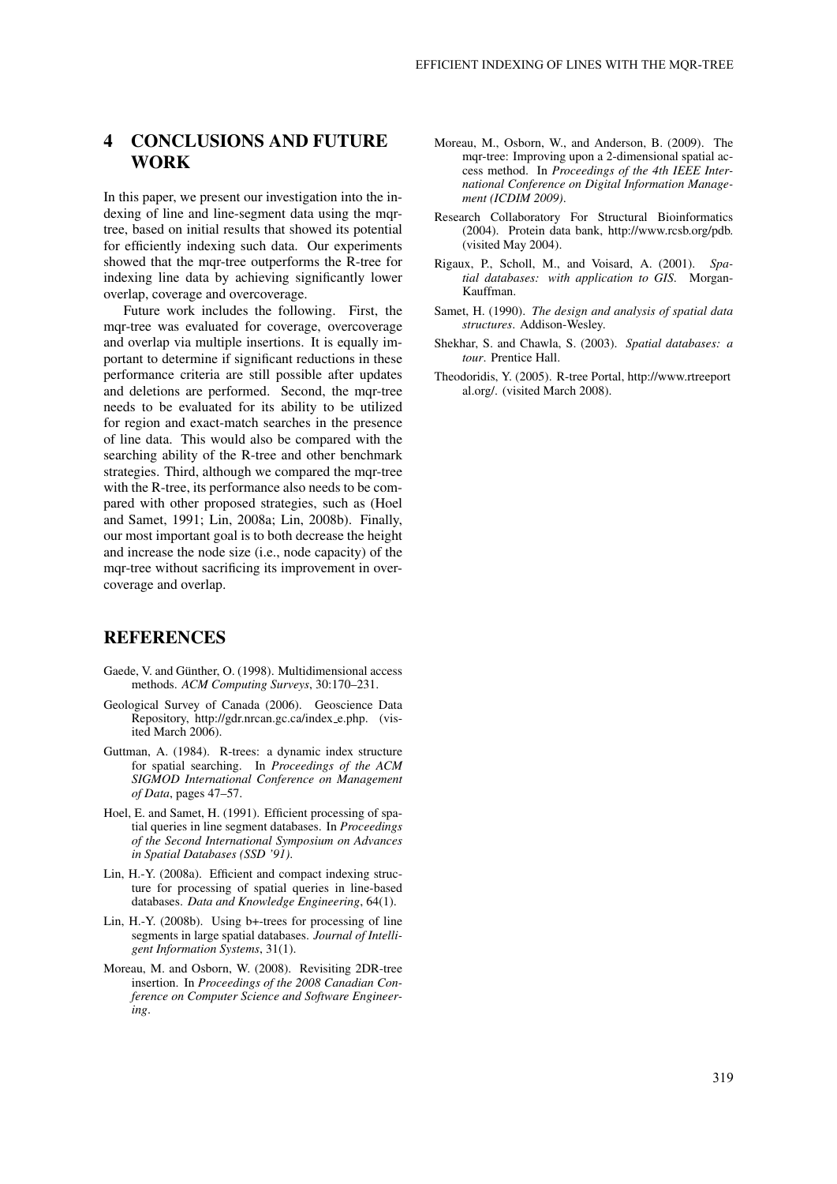## 4 CONCLUSIONS AND FUTURE WORK

In this paper, we present our investigation into the indexing of line and line-segment data using the mqr-tree, based on initial results that showed its potential for efficiently indexing such data. Our experiments showed that the mqr-tree outperforms the R-tree for indexing line data by achieving significantly lower overlap, coverage and overcoverage.

Future work includes the following. First, the mqr-tree was evaluated for coverage, overcoverage and overlap via multiple insertions. It is equally important to determine if significant reductions in these performance criteria are still possible after updates and deletions are performed. Second, the mqr-tree needs to be evaluated for its ability to be utilized for region and exact-match searches in the presence of line data. This would also be compared with the searching ability of the R-tree and other benchmark strategies. Third, although we compared the mqr-tree with the R-tree, its performance also needs to be compared with other proposed strategies, such as (Hoel and Samet, 1991; Lin, 2008a; Lin, 2008b). Finally, our most important goal is to both decrease the height and increase the node size (i.e., node capacity) of the mqr-tree without sacrificing its improvement in overcoverage and overlap.

## REFERENCES

Gaede, V. and Günther, O. (1998). Multidimensional access methods. *ACM Computing Surveys*, 30:170–231.

Geological Survey of Canada (2006). Geoscience Data Repository, http://gdr.nrcan.gc.ca/index_e.php. (visited March 2006).

Guttman, A. (1984). R-trees: a dynamic index structure for spatial searching. In *Proceedings of the ACM SIGMOD International Conference on Management of Data*, pages 47–57.

Hoel, E. and Samet, H. (1991). Efficient processing of spatial queries in line segment databases. In *Proceedings of the Second International Symposium on Advances in Spatial Databases (SSD '91)*.

Lin, H.-Y. (2008a). Efficient and compact indexing structure for processing of spatial queries in line-based databases. *Data and Knowledge Engineering*, 64(1).

Lin, H.-Y. (2008b). Using b+-trees for processing of line segments in large spatial databases. *Journal of Intelligent Information Systems*, 31(1).

Moreau, M. and Osborn, W. (2008). Revisiting 2DR-tree insertion. In *Proceedings of the 2008 Canadian Conference on Computer Science and Software Engineering*.

Moreau, M., Osborn, W., and Anderson, B. (2009). The mqr-tree: Improving upon a 2-dimensional spatial access method. In *Proceedings of the 4th IEEE International Conference on Digital Information Management (ICDIM 2009)*.

Research Collaboratory For Structural Bioinformatics (2004). Protein data bank, http://www.rcsb.org/pdb. (visited May 2004).

Rigaux, P., Scholl, M., and Voisard, A. (2001). *Spatial databases: with application to GIS*. Morgan-Kauffman.

Samet, H. (1990). *The design and analysis of spatial data structures*. Addison-Wesley.

Shekhar, S. and Chawla, S. (2003). *Spatial databases: a tour*. Prentice Hall.

Theodoridis, Y. (2005). R-tree Portal, http://www.rtreeportal.org/. (visited March 2008).